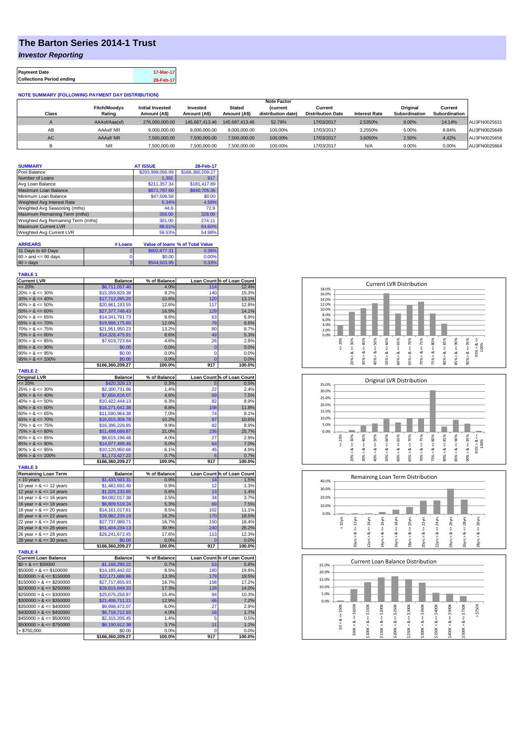# The Barton Series 2014-1 Trust

## *Investor Reporting*

| | |
|---|---|
| **Payment Date** | 17-Mar-17 |
| **Collections Period ending** | 28-Feb-17 |

**NOTE SUMMARY (FOLLOWING PAYMENT DAY DISTRIBUTION)**

| Class | Fitch/Moodys Rating | Initial Invested Amount (A$) | Invested Amount (A$) | Stated Amount (A$) | Note Factor (current distribution date) | Current Distribution Date | Interest Rate | Original Subordination | Current Subordination | |
|---|---|---|---|---|---|---|---|---|---|---|
| A | AAAsf/Aaa(sf) | 276,000,000.00 | 145,687,413.46 | 145,687,413.46 | 52.79% | 17/03/2017 | 2.5350% | 8.00% | 14.14% | AU3FN0025631 |
| AB | AAAsf/ NR | 9,000,000.00 | 9,000,000.00 | 9,000,000.00 | 100.00% | 17/03/2017 | 3.2550% | 5.00% | 8.84% | AU3FN0025649 |
| AC | AAAsf/ NR | 7,500,000.00 | 7,500,000.00 | 7,500,000.00 | 100.00% | 17/03/2017 | 3.6050% | 2.50% | 4.42% | AU3FN0025656 |
| B | NR | 7,500,000.00 | 7,500,000.00 | 7,500,000.00 | 100.00% | 17/03/2017 | N/A | 0.00% | 0.00% | AU3FN0025664 |

| SUMMARY | AT ISSUE | 28-Feb-17 |
|---|---|---|
| Pool Balance | $293,998,056.99 | $166,360,209.27 |
| Number of Loans | 1,391 | 917 |
| Avg Loan Balance | $211,357.34 | $181,417.89 |
| Maximum Loan Balance | $671,787.60 | $640,705.36 |
| Minimum Loan Balance | $47,506.58 | $0.00 |
| Weighted Avg Interest Rate | 5.34% | 4.58% |
| Weighted Avg Seasoning (mths) | 44.6 | 72.9 |
| Maximum Remaining Term (mths) | 356.00 | 328.00 |
| Weighted Avg Remaining Term (mths) | 301.00 | 274.11 |
| Maximum Current LVR | 88.01% | 84.60% |
| Weighted Avg Current LVR | 59.53% | 54.98% |

| ARREARS | # Loans | Value of loans | % of Total Value |
|---|---|---|---|
| 31 Days to 60 Days | 2 | $602,677.31 | 0.36% |
| 60 > and <= 90 days | 0 | $0.00 | 0.00% |
| 90 > days | 3 | $544,503.95 | 0.33% |

**TABLE 1**

| Current LVR | Balance | % of Balance | Loan Count | % of Loan Count |
|---|---|---|---|---|
| <= 20% | $6,711,057.40 | 4.0% | 114 | 12.4% |
| 20% > & <= 30% | $15,359,829.38 | 9.2% | 140 | 15.3% |
| 30% > & <= 40% | $17,712,265.20 | 10.6% | 120 | 13.1% |
| 40% > & <= 50% | $20,961,193.55 | 12.6% | 117 | 12.8% |
| 50% > & <= 60% | $27,377,746.43 | 16.5% | 129 | 14.1% |
| 60% > & <= 65% | $14,341,791.73 | 8.6% | 63 | 6.9% |
| 65% > & <= 70% | $19,996,175.80 | 12.0% | 79 | 8.6% |
| 70% > & <= 75% | $21,951,950.23 | 13.2% | 80 | 8.7% |
| 75% > & <= 80% | $14,328,475.91 | 8.6% | 49 | 5.3% |
| 80% > & <= 85% | $7,619,723.64 | 4.6% | 26 | 2.8% |
| 85% > & <= 90% | $0.00 | 0.0% | 0 | 0.0% |
| 90% > & <= 95% | $0.00 | 0.0% | 0 | 0.0% |
| 95% > & <= 100% | $0.00 | 0.0% | 0 | 0.0% |
| | $166,360,209.27 | 100.0% | 917 | 100.0% |

**TABLE 2**

| Original LVR | Balance | % of Balance | Loan Count | % of Loan Count |
|---|---|---|---|---|
| <= 20% | $420,329.13 | 0.3% | 5 | 0.5% |
| 25% > & <= 30% | $2,300,731.86 | 1.4% | 22 | 2.4% |
| 30% > & <= 40% | $7,656,816.07 | 4.6% | 69 | 7.5% |
| 40% > & <= 50% | $10,422,444.13 | 6.3% | 82 | 8.9% |
| 50% > & <= 60% | $16,271,642.38 | 9.8% | 108 | 11.8% |
| 60% > & <= 65% | $11,590,964.38 | 7.0% | 74 | 8.1% |
| 65% > & <= 70% | $16,915,309.78 | 10.2% | 97 | 10.6% |
| 70% > & <= 75% | $16,396,228.85 | 9.9% | 82 | 8.9% |
| 75% > & <= 80% | $51,498,669.87 | 31.0% | 236 | 25.7% |
| 80% > & <= 85% | $6,615,196.48 | 4.0% | 27 | 2.9% |
| 85% > & <= 90% | $14,977,498.46 | 9.0% | 64 | 7.0% |
| 90% > & <= 95% | $10,120,950.66 | 6.1% | 45 | 4.9% |
| 95% > & <= 100% | $1,173,427.22 | 0.7% | 6 | 0.7% |
| | $166,360,209.27 | 100.0% | 917 | 100.0% |

**TABLE 3**

| Remaining Loan Term | Balance | % of Balance | Loan Count | % of Loan Count |
|---|---|---|---|---|
| < 10 years | $1,433,593.31 | 0.9% | 14 | 1.5% |
| 10 year > & <= 12 years | $1,482,692.40 | 0.9% | 12 | 1.3% |
| 12 year > & <= 14 years | $1,025,233.85 | 0.6% | 13 | 1.4% |
| 14 year > & <= 16 years | $4,082,017.38 | 2.5% | 34 | 3.7% |
| 16 year > & <= 18 years | $8,809,519.24 | 5.3% | 69 | 7.5% |
| 18 year > & <= 20 years | $14,161,017.61 | 8.5% | 102 | 11.1% |
| 20 year > & <= 22 years | $26,982,239.19 | 16.2% | 170 | 18.5% |
| 22 year > & <= 24 years | $27,737,989.71 | 16.7% | 150 | 16.4% |
| 24 year > & <= 26 years | $51,404,234.13 | 30.9% | 240 | 26.2% |
| 26 year > & <= 28 years | $29,241,672.45 | 17.6% | 113 | 12.3% |
| 28 year > & <= 30 years | $0.00 | 0.0% | 0 | 0.0% |
| | $166,360,209.27 | 100.0% | 917 | 100.0% |

**TABLE 4**

| Current Loan Balance | Balance | % of Balance | Loan Count | % of Loan Count |
|---|---|---|---|---|
| $0 > & <= $50000 | $1,166,299.22 | 0.7% | 53 | 5.8% |
| $50000 > & <= $100000 | $14,185,442.02 | 8.5% | 180 | 19.6% |
| $100000 > & <= $150000 | $22,171,689.86 | 13.3% | 179 | 19.5% |
| $150000 > & <= $200000 | $27,717,655.93 | 16.7% | 158 | 17.2% |
| $200000 > & <= $250000 | $28,815,849.33 | 17.3% | 128 | 14.0% |
| $250000 > & <= $300000 | $25,675,258.87 | 15.4% | 94 | 10.3% |
| $300000 > & <= $350000 | $21,406,711.21 | 12.9% | 66 | 7.2% |
| $350000 > & <= $400000 | $9,998,472.07 | 6.0% | 27 | 2.9% |
| $400000 > & <= $450000 | $6,716,712.93 | 4.0% | 16 | 1.7% |
| $450000 > & <= $500000 | $2,315,205.45 | 1.4% | 5 | 0.5% |
| $500000 > & <= $750000 | $6,190,912.38 | 3.7% | 11 | 1.2% |
| > $750,000 | $0.00 | 0.0% | 0 | 0.0% |
| | $166,360,209.27 | 100.0% | 917 | 100.0% |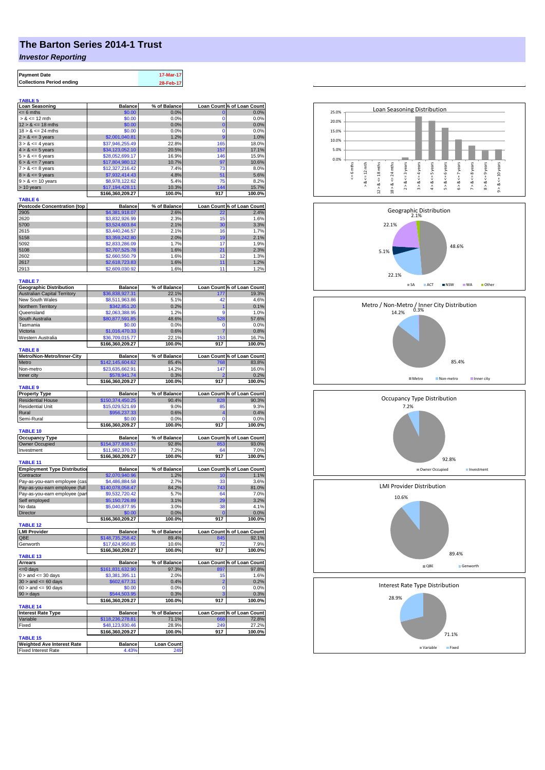# The Barton Series 2014-1 Trust

## *Investor Reporting*

| | |
|---|---|
| **Payment Date** | 17-Mar-17 |
| **Collections Period ending** | 28-Feb-17 |

**TABLE 5**

| Loan Seasoning | Balance | % of Balance | Loan Count | % of Loan Count |
|---|---|---|---|---|
| <= 6 mths | $0.00 | 0.0% | 0 | 0.0% |
| > & <= 12 mth | $0.00 | 0.0% | 0 | 0.0% |
| 12 > & <= 18 mths | $0.00 | 0.0% | 0 | 0.0% |
| 18 > & <= 24 mths | $0.00 | 0.0% | 0 | 0.0% |
| 2 > & <= 3 years | $2,001,040.81 | 1.2% | 9 | 1.0% |
| 3 > & <= 4 years | $37,946,255.49 | 22.8% | 165 | 18.0% |
| 4 > & <= 5 years | $34,123,052.10 | 20.5% | 157 | 17.1% |
| 5 > & <= 6 years | $28,052,699.17 | 16.9% | 146 | 15.9% |
| 6 > & <= 7 years | $17,804,980.12 | 10.7% | 97 | 10.6% |
| 7 > & <= 8 years | $12,327,216.42 | 7.4% | 73 | 8.0% |
| 8 > & <= 9 years | $7,932,414.43 | 4.8% | 51 | 5.6% |
| 9 > & <= 10 years | $8,978,122.62 | 5.4% | 75 | 8.2% |
| > 10 years | $17,194,428.11 | 10.3% | 144 | 15.7% |
| | $166,360,209.27 | 100.0% | 917 | 100.0% |

**TABLE 6**

| Postcode Concentration (top 10) | Balance | % of Balance | Loan Count | % of Loan Count |
|---|---|---|---|---|
| 2905 | $4,381,918.07 | 2.6% | 22 | 2.4% |
| 2620 | $3,832,926.99 | 2.3% | 15 | 1.6% |
| 5700 | $3,524,603.84 | 2.1% | 30 | 3.3% |
| 2615 | $3,440,246.57 | 2.1% | 16 | 1.7% |
| 5158 | $3,359,242.80 | 2.0% | 19 | 2.1% |
| 5092 | $2,833,286.09 | 1.7% | 17 | 1.9% |
| 5108 | $2,707,525.78 | 1.6% | 21 | 2.3% |
| 2602 | $2,660,550.79 | 1.6% | 12 | 1.3% |
| 2617 | $2,618,723.83 | 1.6% | 11 | 1.2% |
| 2913 | $2,609,030.92 | 1.6% | 11 | 1.2% |

**TABLE 7**

| Geographic Distribution | Balance | % of Balance | Loan Count | % of Loan Count |
|---|---|---|---|---|
| Australian Capital Territory | $36,838,927.31 | 22.1% | 177 | 19.3% |
| New South Wales | $8,511,963.86 | 5.1% | 42 | 4.6% |
| Northern Territory | $342,851.20 | 0.2% | 1 | 0.1% |
| Queensland | $2,063,388.95 | 1.2% | 9 | 1.0% |
| South Australia | $80,877,591.85 | 48.6% | 528 | 57.6% |
| Tasmania | $0.00 | 0.0% | 0 | 0.0% |
| Victoria | $1,016,470.33 | 0.6% | 7 | 0.8% |
| Western Australia | $36,709,015.77 | 22.1% | 153 | 16.7% |
| | $166,360,209.27 | 100.0% | 917 | 100.0% |

**TABLE 8**

| Metro/Non-Metro/Inner-City | Balance | % of Balance | Loan Count | % of Loan Count |
|---|---|---|---|---|
| Metro | $142,145,604.62 | 85.4% | 768 | 83.8% |
| Non-metro | $23,635,662.91 | 14.2% | 147 | 16.0% |
| Inner city | $578,941.74 | 0.3% | 2 | 0.2% |
| | $166,360,209.27 | 100.0% | 917 | 100.0% |

**TABLE 9**

| Property Type | Balance | % of Balance | Loan Count | % of Loan Count |
|---|---|---|---|---|
| Residential House | $150,374,450.25 | 90.4% | 828 | 90.3% |
| Residential Unit | $15,029,521.69 | 9.0% | 85 | 9.3% |
| Rural | $956,237.33 | 0.6% | 4 | 0.4% |
| Semi-Rural | $0.00 | 0.0% | 0 | 0.0% |
| | $166,360,209.27 | 100.0% | 917 | 100.0% |

**TABLE 10**

| Occupancy Type | Balance | % of Balance | Loan Count | % of Loan Count |
|---|---|---|---|---|
| Owner Occupied | $154,377,838.57 | 92.8% | 853 | 93.0% |
| Investment | $11,982,370.70 | 7.2% | 64 | 7.0% |
| | $166,360,209.27 | 100.0% | 917 | 100.0% |

**TABLE 11**

| Employment Type Distribution | Balance | % of Balance | Loan Count | % of Loan Count |
|---|---|---|---|---|
| Contractor | $2,070,940.96 | 1.2% | 10 | 1.1% |
| Pay-as-you-earn employee (casual) | $4,486,884.58 | 2.7% | 33 | 3.6% |
| Pay-as-you-earn employee (full time) | $140,078,058.47 | 84.2% | 743 | 81.0% |
| Pay-as-you-earn employee (part time) | $9,532,720.42 | 5.7% | 64 | 7.0% |
| Self employed | $5,150,726.89 | 3.1% | 29 | 3.2% |
| No data | $5,040,877.95 | 3.0% | 38 | 4.1% |
| Director | $0.00 | 0.0% | 0 | 0.0% |
| | $166,360,209.27 | 100.0% | 917 | 100.0% |

**TABLE 12**

| LMI Provider | Balance | % of Balance | Loan Count | % of Loan Count |
|---|---|---|---|---|
| QBE | $148,735,258.42 | 89.4% | 845 | 92.1% |
| Genworth | $17,624,950.85 | 10.6% | 72 | 7.9% |
| | $166,360,209.27 | 100.0% | 917 | 100.0% |

**TABLE 13**

| Arrears | Balance | % of Balance | Loan Count | % of Loan Count |
|---|---|---|---|---|
| <=0 days | $161,831,632.90 | 97.3% | 897 | 97.8% |
| 0 > and <= 30 days | $3,381,395.11 | 2.0% | 15 | 1.6% |
| 30 > and <= 60 days | $602,677.31 | 0.4% | 2 | 0.2% |
| 60 > and <= 90 days | $0.00 | 0.0% | 0 | 0.0% |
| 90 > days | $544,503.95 | 0.3% | 3 | 0.3% |
| | $166,360,209.27 | 100.0% | 917 | 100.0% |

**TABLE 14**

| Interest Rate Type | Balance | % of Balance | Loan Count | % of Loan Count |
|---|---|---|---|---|
| Variable | $118,236,278.81 | 71.1% | 668 | 72.8% |
| Fixed | $48,123,930.46 | 28.9% | 249 | 27.2% |
| | $166,360,209.27 | 100.0% | 917 | 100.0% |

**TABLE 15**

| Weighted Ave Interest Rate | Balance | Loan Count |
|---|---|---|
| Fixed Interest Rate | 4.43% | 249 |

Loan Seasoning Distribution
25.0%
20.0%
15.0%
10.0%
5.0%
0.0%
<= 6 mths
> & <= 12 mth
12 > & <= 18 mths
18 > & <= 24 mths
2 > & <= 3 years
3 > & <= 4 years
4 > & <= 5 years
5 > & <= 6 years
6 > & <= 7 years
7 > & <= 8 years
8 > & <= 9 years
9 > & <= 10 years

Geographic Distribution
2.1%
22.1%
48.6%
5.1%
22.1%
SA ACT NSW WA Other

Metro / Non-Metro / Inner City Distribution
0.3%
14.2%
85.4%
Metro Non-metro Inner city

Occupancy Type Distribution
7.2%
92.8%
Owner Occupied Investment

LMI Provider Distribution
10.6%
89.4%
QBE Genworth

Interest Rate Type Distribution
28.9%
71.1%
Variable Fixed